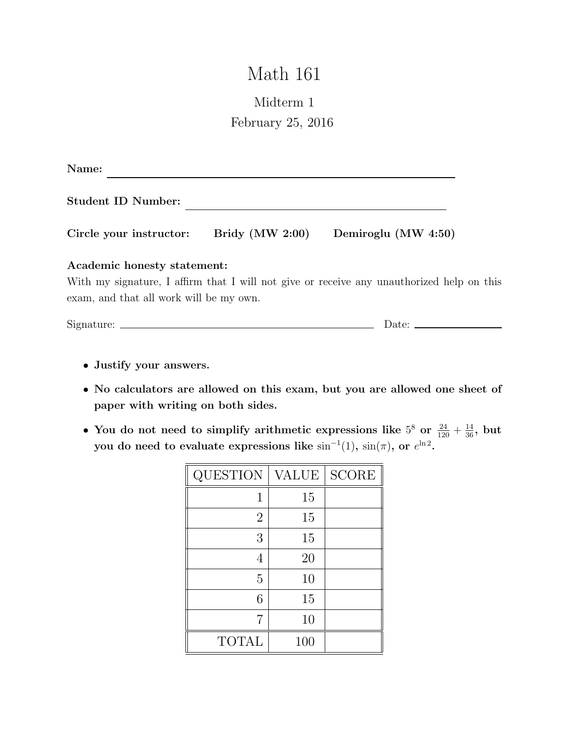# Math 161

## Midterm 1

## February 25, 2016

**Name:** ______________________________________________

**Student ID Number:** ______________________________________

**Circle your instructor:** **Bridy (MW 2:00)** **Demiroglu (MW 4:50)**

**Academic honesty statement:**

With my signature, I affirm that I will not give or receive any unauthorized help on this exam, and that all work will be my own.

Signature: ______________________________________ Date: ______________

- **Justify your answers.**
- **No calculators are allowed on this exam, but you are allowed one sheet of paper with writing on both sides.**
- **You do not need to simplify arithmetic expressions like $5^8$ or $\frac{24}{120} + \frac{14}{36}$, but you do need to evaluate expressions like $\sin^{-1}(1)$, $\sin(\pi)$, or $e^{\ln 2}$.**

| QUESTION | VALUE | SCORE |
|---|---|---|
| 1 | 15 | |
| 2 | 15 | |
| 3 | 15 | |
| 4 | 20 | |
| 5 | 10 | |
| 6 | 15 | |
| 7 | 10 | |
| TOTAL | 100 | |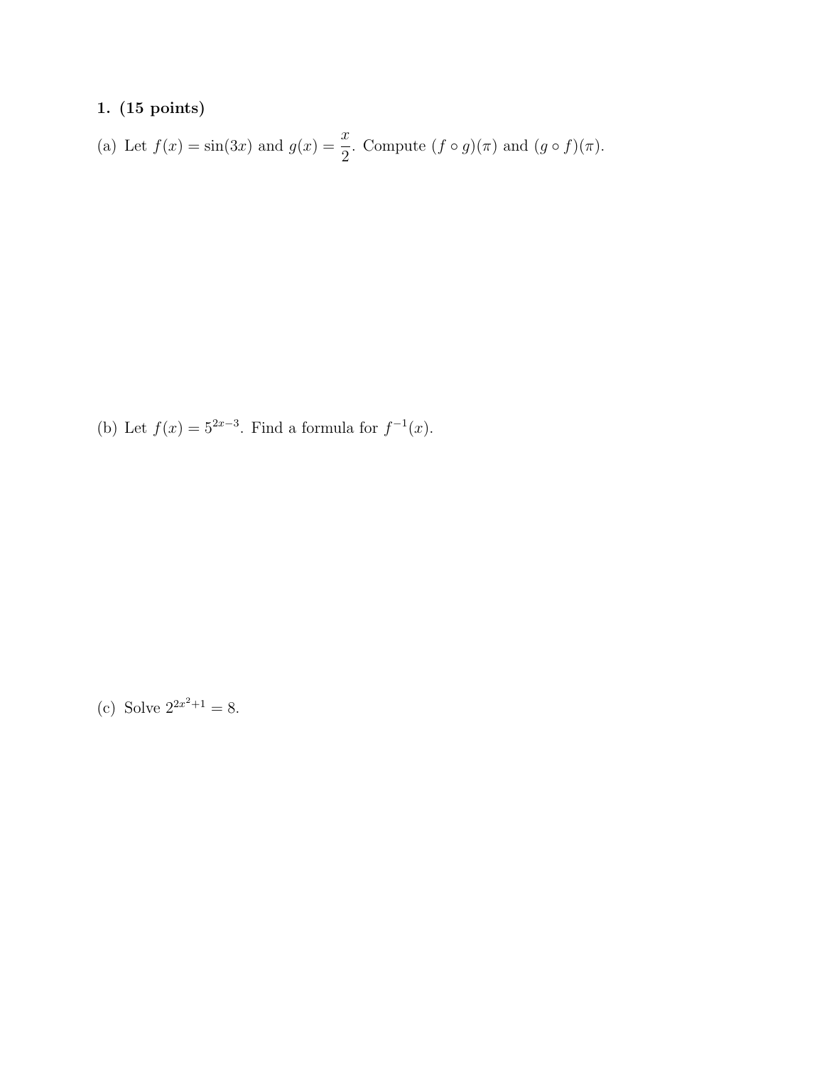**1. (15 points)**

(a) Let $f(x) = \sin(3x)$ and $g(x) = \dfrac{x}{2}$. Compute $(f \circ g)(\pi)$ and $(g \circ f)(\pi)$.

(b) Let $f(x) = 5^{2x-3}$. Find a formula for $f^{-1}(x)$.

(c) Solve $2^{2x^2+1} = 8$.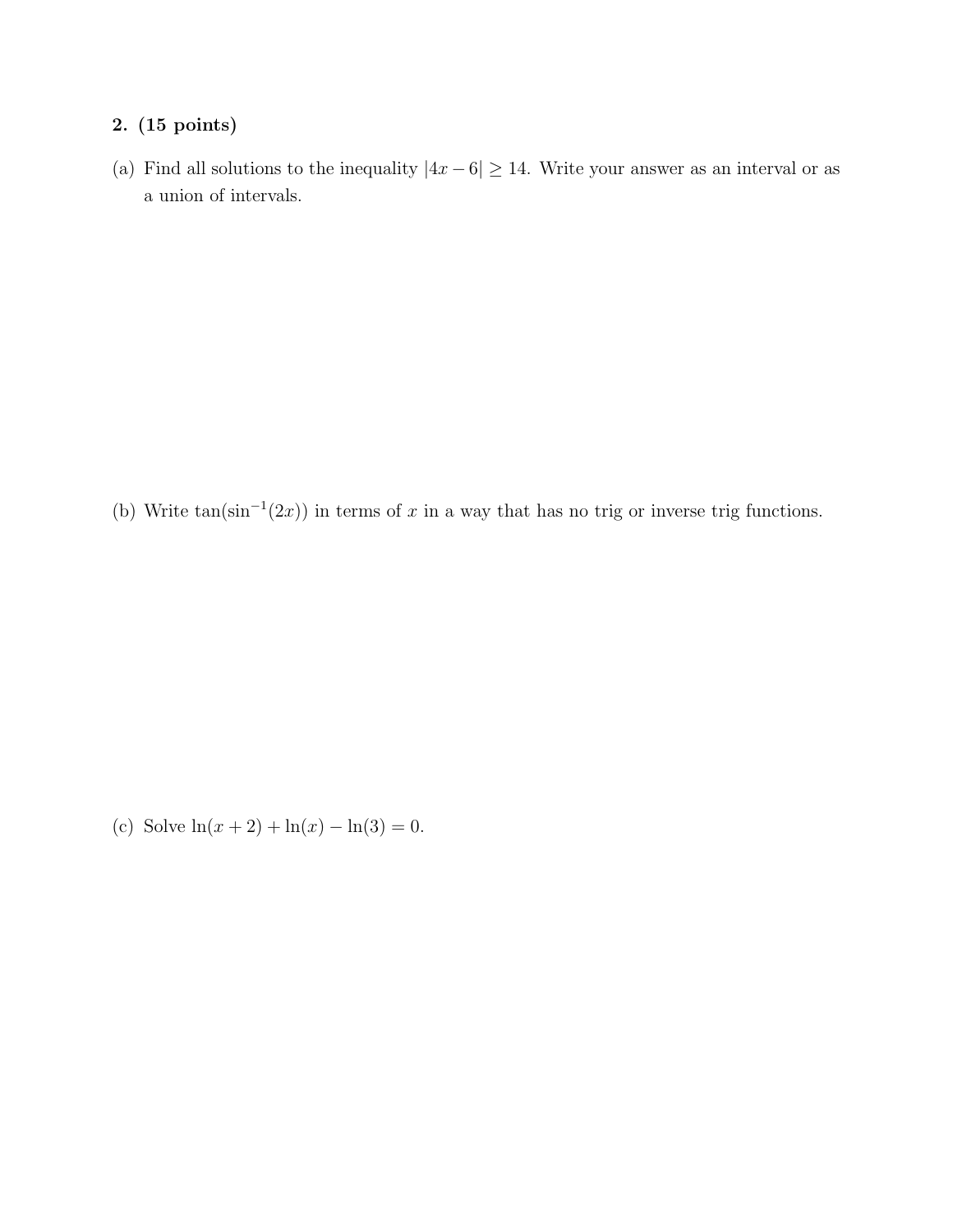**2. (15 points)**

(a) Find all solutions to the inequality $|4x - 6| \geq 14$. Write your answer as an interval or as a union of intervals.

(b) Write $\tan(\sin^{-1}(2x))$ in terms of $x$ in a way that has no trig or inverse trig functions.

(c) Solve $\ln(x + 2) + \ln(x) - \ln(3) = 0$.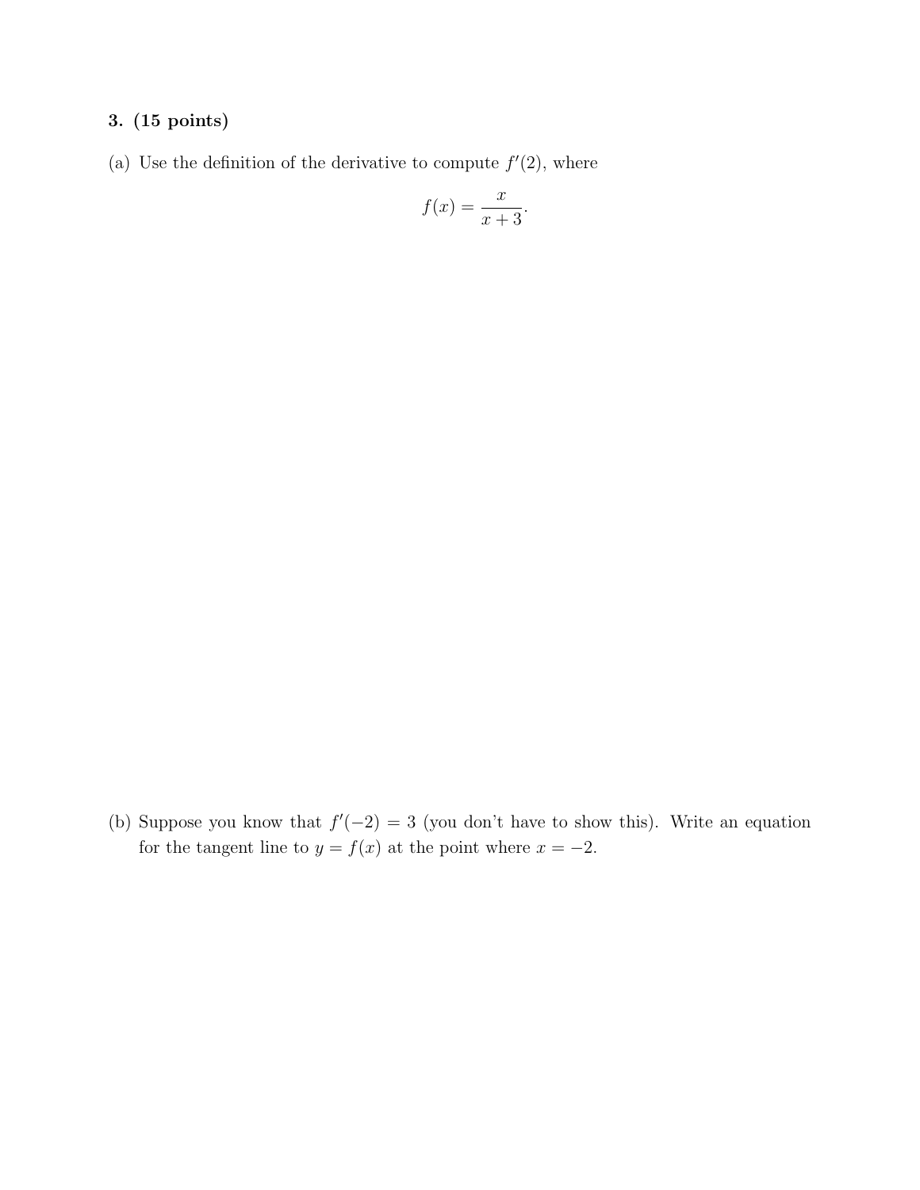**3. (15 points)**

(a) Use the definition of the derivative to compute $f'(2)$, where

$$f(x) = \frac{x}{x+3}.$$

(b) Suppose you know that $f'(-2) = 3$ (you don't have to show this). Write an equation for the tangent line to $y = f(x)$ at the point where $x = -2$.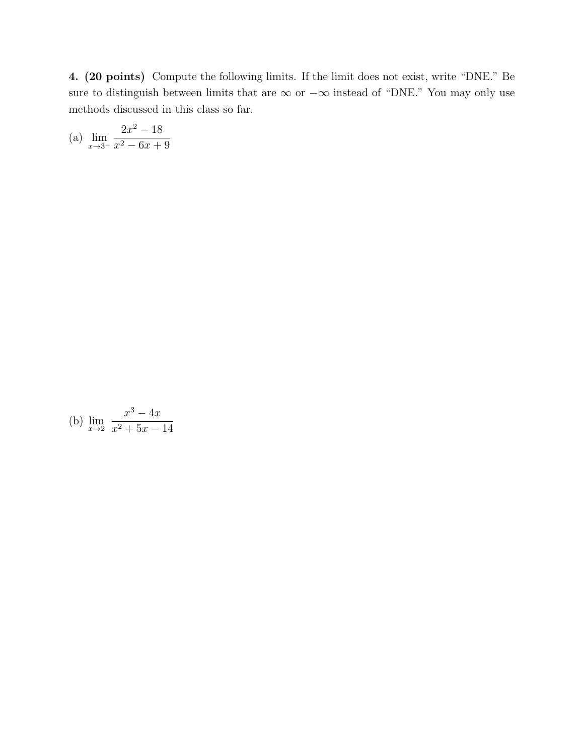**4. (20 points)** Compute the following limits. If the limit does not exist, write "DNE." Be sure to distinguish between limits that are $\infty$ or $-\infty$ instead of "DNE." You may only use methods discussed in this class so far.

(a) $\displaystyle \lim_{x \to 3^-} \frac{2x^2 - 18}{x^2 - 6x + 9}$

(b) $\displaystyle \lim_{x \to 2} \frac{x^3 - 4x}{x^2 + 5x - 14}$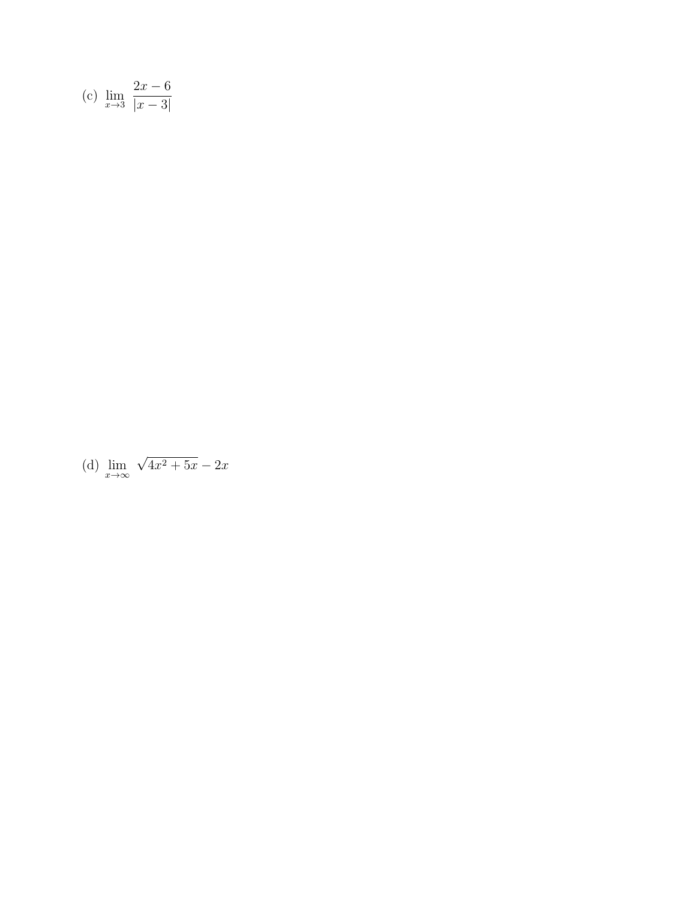(c) $\lim\limits_{x \to 3} \dfrac{2x - 6}{|x - 3|}$

(d) $\lim\limits_{x \to \infty} \sqrt{4x^2 + 5x} - 2x$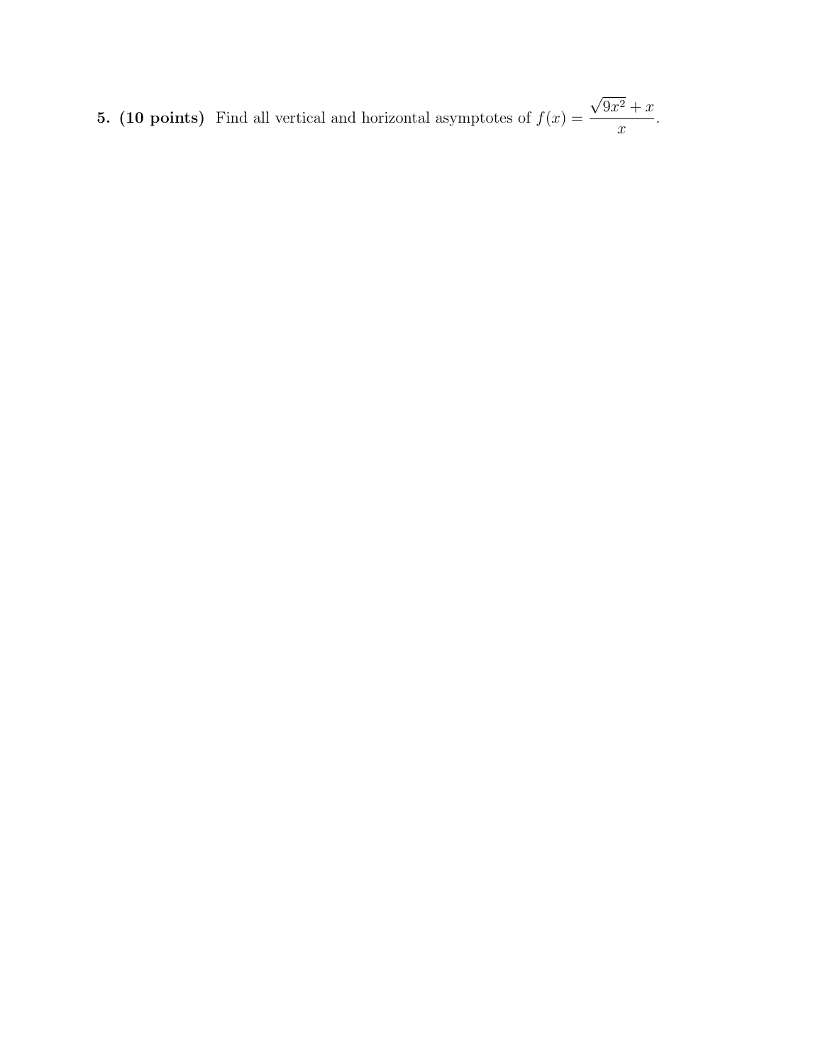**5. (10 points)** Find all vertical and horizontal asymptotes of $f(x) = \dfrac{\sqrt{9x^2} + x}{x}$.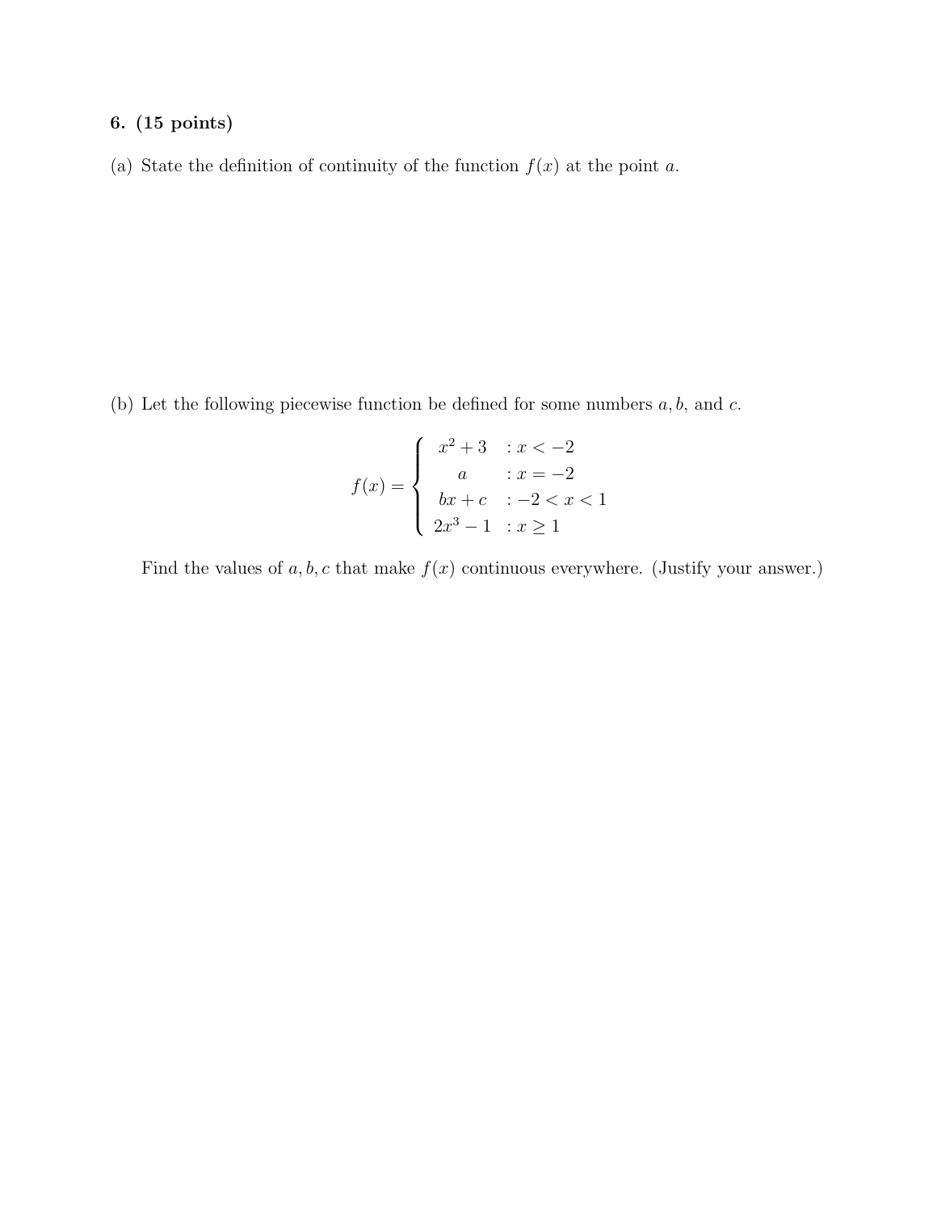**6. (15 points)**

(a) State the definition of continuity of the function $f(x)$ at the point $a$.

(b) Let the following piecewise function be defined for some numbers $a, b$, and $c$.

$$f(x) = \begin{cases} x^2 + 3 & : x < -2 \\ a & : x = -2 \\ bx + c & : -2 < x < 1 \\ 2x^3 - 1 & : x \geq 1 \end{cases}$$

Find the values of $a, b, c$ that make $f(x)$ continuous everywhere. (Justify your answer.)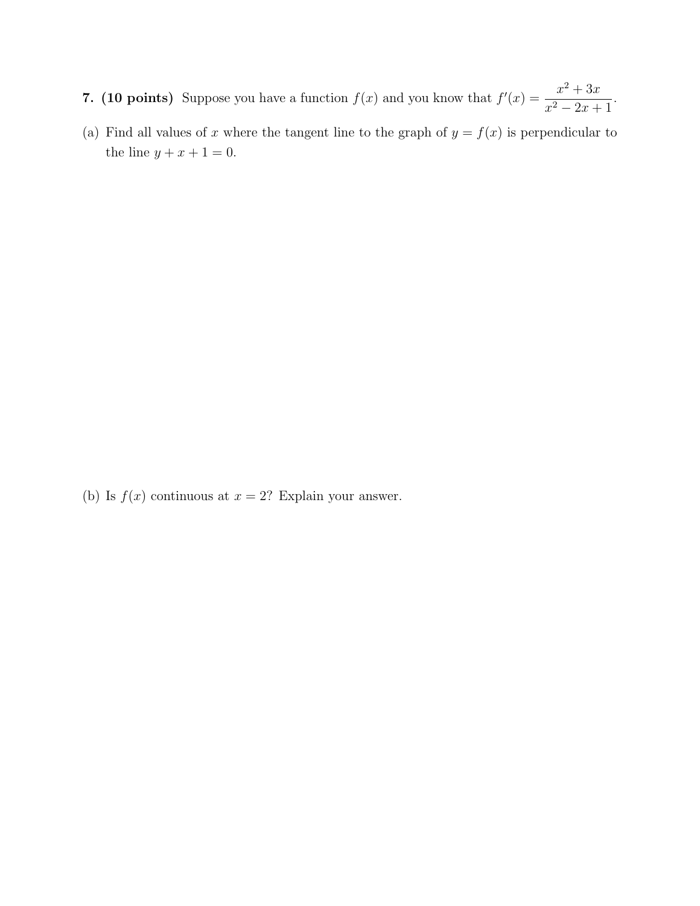**7. (10 points)** Suppose you have a function $f(x)$ and you know that $f'(x) = \dfrac{x^2 + 3x}{x^2 - 2x + 1}$.

(a) Find all values of $x$ where the tangent line to the graph of $y = f(x)$ is perpendicular to the line $y + x + 1 = 0$.

(b) Is $f(x)$ continuous at $x = 2$? Explain your answer.